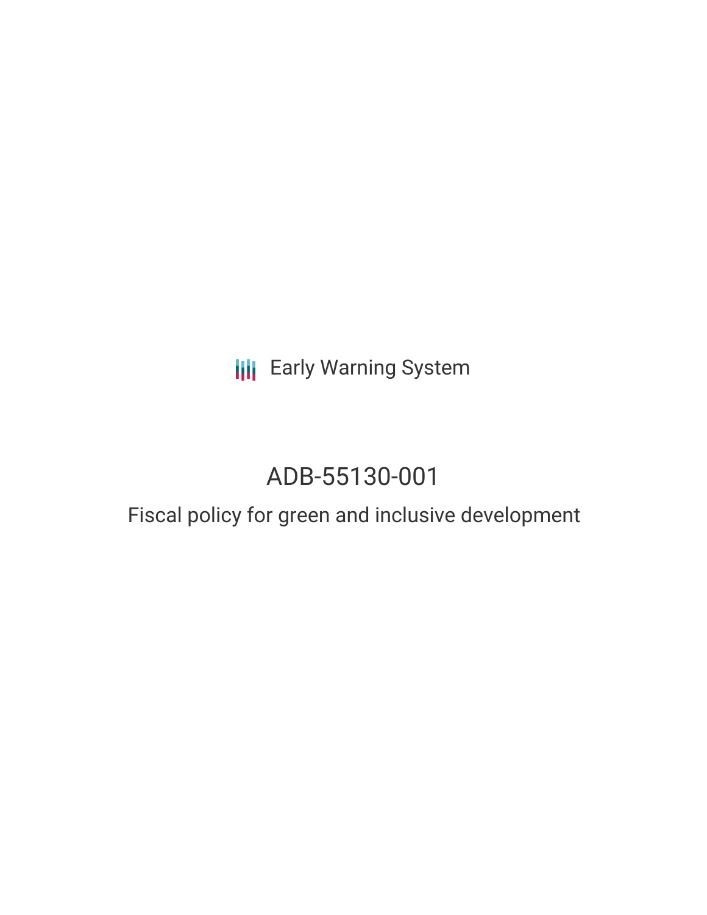Early Warning System

# ADB-55130-001

## Fiscal policy for green and inclusive development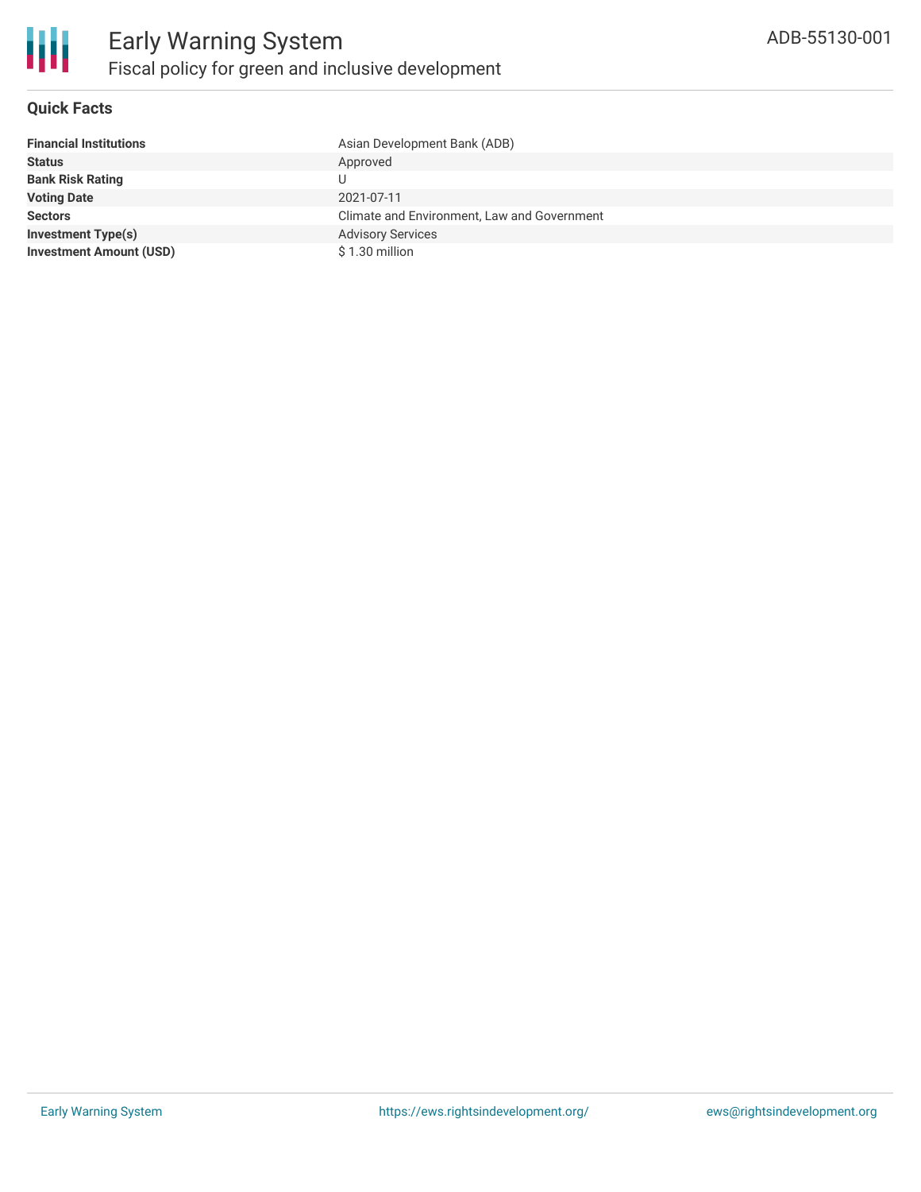# Early Warning System

## Fiscal policy for green and inclusive development

ADB-55130-001

### Quick Facts

| | |
|---|---|
| **Financial Institutions** | Asian Development Bank (ADB) |
| **Status** | Approved |
| **Bank Risk Rating** | U |
| **Voting Date** | 2021-07-11 |
| **Sectors** | Climate and Environment, Law and Government |
| **Investment Type(s)** | Advisory Services |
| **Investment Amount (USD)** | $ 1.30 million |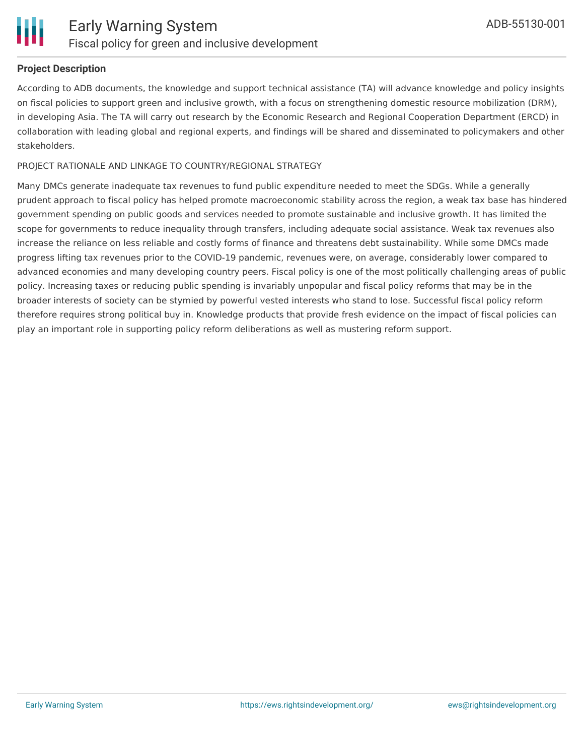**Project Description**

According to ADB documents, the knowledge and support technical assistance (TA) will advance knowledge and policy insights on fiscal policies to support green and inclusive growth, with a focus on strengthening domestic resource mobilization (DRM), in developing Asia. The TA will carry out research by the Economic Research and Regional Cooperation Department (ERCD) in collaboration with leading global and regional experts, and findings will be shared and disseminated to policymakers and other stakeholders.

PROJECT RATIONALE AND LINKAGE TO COUNTRY/REGIONAL STRATEGY

Many DMCs generate inadequate tax revenues to fund public expenditure needed to meet the SDGs. While a generally prudent approach to fiscal policy has helped promote macroeconomic stability across the region, a weak tax base has hindered government spending on public goods and services needed to promote sustainable and inclusive growth. It has limited the scope for governments to reduce inequality through transfers, including adequate social assistance. Weak tax revenues also increase the reliance on less reliable and costly forms of finance and threatens debt sustainability. While some DMCs made progress lifting tax revenues prior to the COVID-19 pandemic, revenues were, on average, considerably lower compared to advanced economies and many developing country peers. Fiscal policy is one of the most politically challenging areas of public policy. Increasing taxes or reducing public spending is invariably unpopular and fiscal policy reforms that may be in the broader interests of society can be stymied by powerful vested interests who stand to lose. Successful fiscal policy reform therefore requires strong political buy in. Knowledge products that provide fresh evidence on the impact of fiscal policies can play an important role in supporting policy reform deliberations as well as mustering reform support.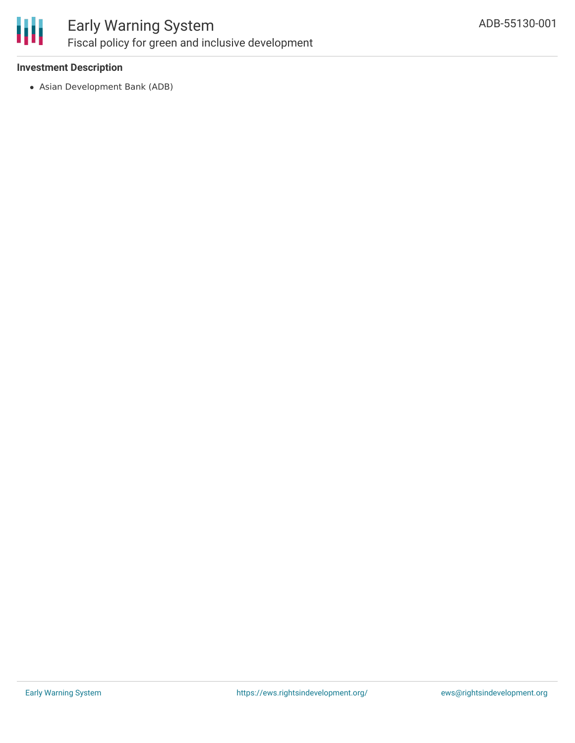### Investment Description

- Asian Development Bank (ADB)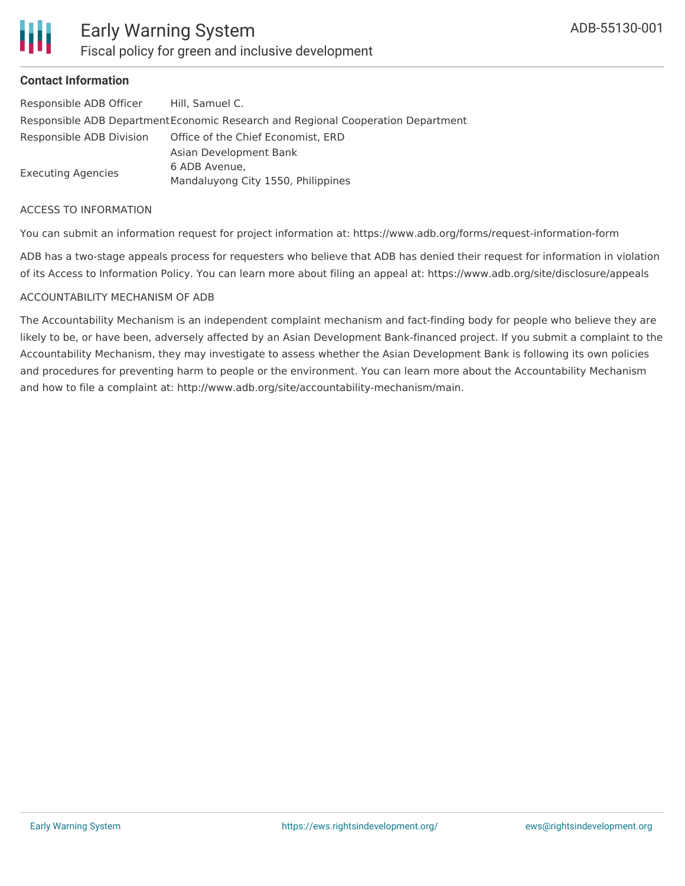## Contact Information

| | |
|---|---|
| Responsible ADB Officer | Hill, Samuel C. |
| Responsible ADB Department | Economic Research and Regional Cooperation Department |
| Responsible ADB Division | Office of the Chief Economist, ERD |
| Executing Agencies | Asian Development Bank<br>6 ADB Avenue,<br>Mandaluyong City 1550, Philippines |

ACCESS TO INFORMATION

You can submit an information request for project information at: https://www.adb.org/forms/request-information-form

ADB has a two-stage appeals process for requesters who believe that ADB has denied their request for information in violation of its Access to Information Policy. You can learn more about filing an appeal at: https://www.adb.org/site/disclosure/appeals

ACCOUNTABILITY MECHANISM OF ADB

The Accountability Mechanism is an independent complaint mechanism and fact-finding body for people who believe they are likely to be, or have been, adversely affected by an Asian Development Bank-financed project. If you submit a complaint to the Accountability Mechanism, they may investigate to assess whether the Asian Development Bank is following its own policies and procedures for preventing harm to people or the environment. You can learn more about the Accountability Mechanism and how to file a complaint at: http://www.adb.org/site/accountability-mechanism/main.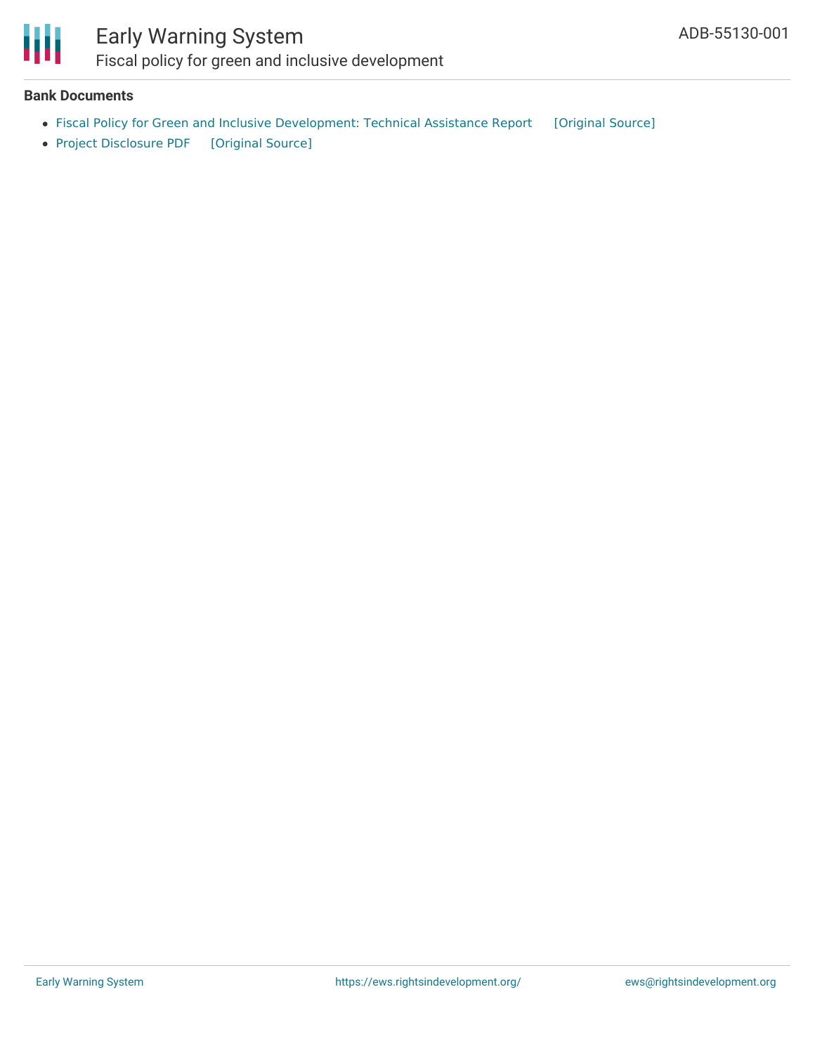**Bank Documents**

- Fiscal Policy for Green and Inclusive Development: Technical Assistance Report [Original Source]
- Project Disclosure PDF [Original Source]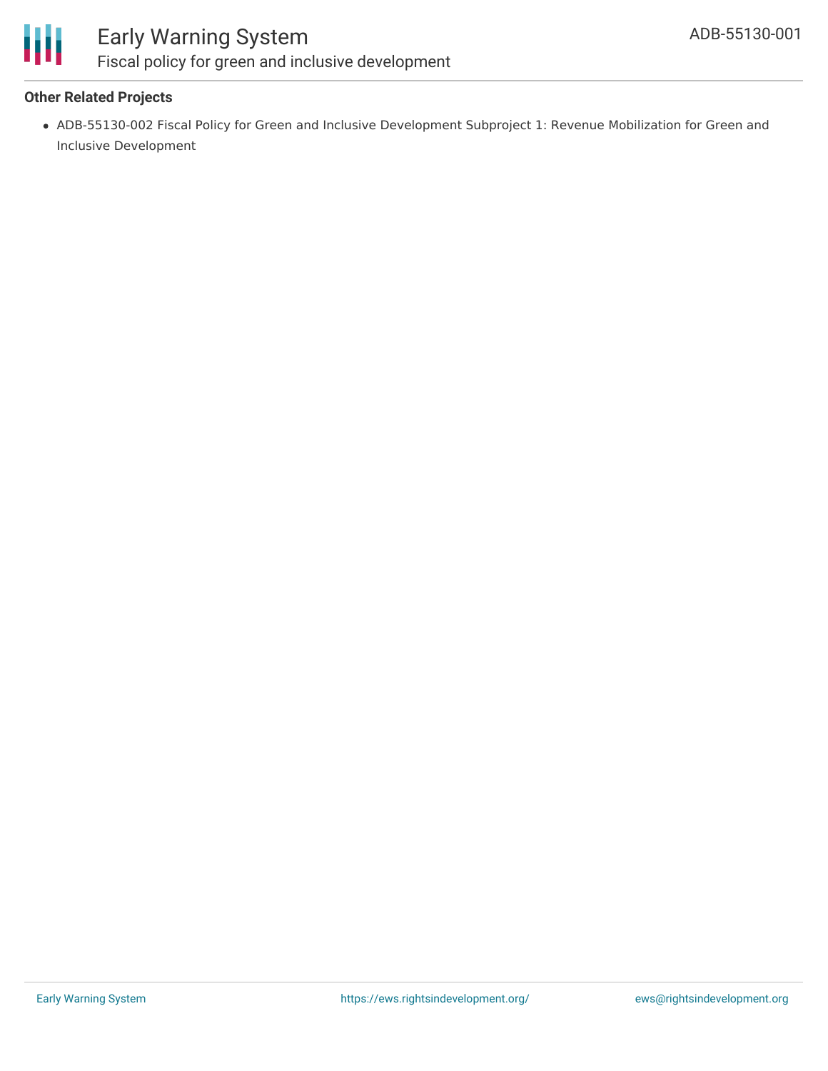**Other Related Projects**

- ADB-55130-002 Fiscal Policy for Green and Inclusive Development Subproject 1: Revenue Mobilization for Green and Inclusive Development